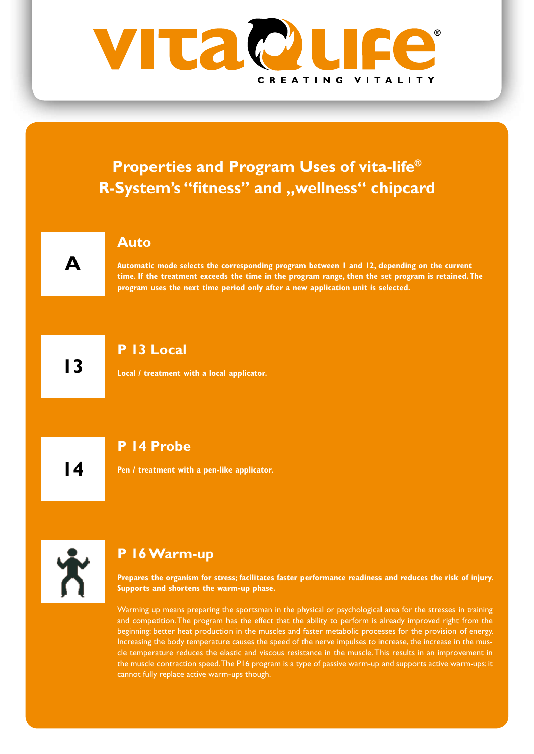# vita life

CREATING VITALITY

## Properties and Program Uses of vita-life® R-System's "fitness" and „wellness" chipcard

**A**

### Auto

**Automatic mode selects the corresponding program between 1 and 12, depending on the current time. If the treatment exceeds the time in the program range, then the set program is retained. The program uses the next time period only after a new application unit is selected.**

**13**

### P 13 Local

**Local / treatment with a local applicator.**

**14**

### P 14 Probe

**Pen / treatment with a pen-like applicator.**

### P 16 Warm-up

**Prepares the organism for stress; facilitates faster performance readiness and reduces the risk of injury. Supports and shortens the warm-up phase.**

Warming up means preparing the sportsman in the physical or psychological area for the stresses in training and competition. The program has the effect that the ability to perform is already improved right from the beginning: better heat production in the muscles and faster metabolic processes for the provision of energy. Increasing the body temperature causes the speed of the nerve impulses to increase, the increase in the muscle temperature reduces the elastic and viscous resistance in the muscle. This results in an improvement in the muscle contraction speed. The P16 program is a type of passive warm-up and supports active warm-ups; it cannot fully replace active warm-ups though.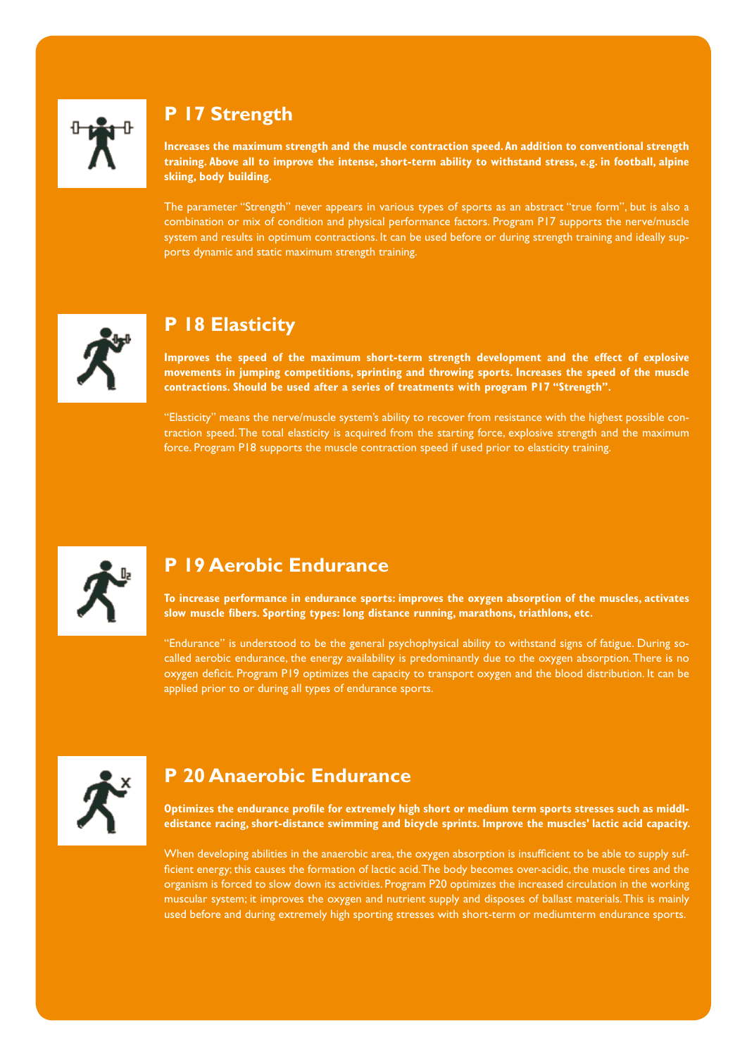## P 17 Strength

**Increases the maximum strength and the muscle contraction speed. An addition to conventional strength training. Above all to improve the intense, short-term ability to withstand stress, e.g. in football, alpine skiing, body building.**

The parameter "Strength" never appears in various types of sports as an abstract "true form", but is also a combination or mix of condition and physical performance factors. Program P17 supports the nerve/muscle system and results in optimum contractions. It can be used before or during strength training and ideally supports dynamic and static maximum strength training.

## P 18 Elasticity

**Improves the speed of the maximum short-term strength development and the effect of explosive movements in jumping competitions, sprinting and throwing sports. Increases the speed of the muscle contractions. Should be used after a series of treatments with program P17 "Strength".**

"Elasticity" means the nerve/muscle system's ability to recover from resistance with the highest possible contraction speed. The total elasticity is acquired from the starting force, explosive strength and the maximum force. Program P18 supports the muscle contraction speed if used prior to elasticity training.

## P 19 Aerobic Endurance

**To increase performance in endurance sports: improves the oxygen absorption of the muscles, activates slow muscle fibers. Sporting types: long distance running, marathons, triathlons, etc.**

"Endurance" is understood to be the general psychophysical ability to withstand signs of fatigue. During so-called aerobic endurance, the energy availability is predominantly due to the oxygen absorption. There is no oxygen deficit. Program P19 optimizes the capacity to transport oxygen and the blood distribution. It can be applied prior to or during all types of endurance sports.

## P 20 Anaerobic Endurance

**Optimizes the endurance profile for extremely high short or medium term sports stresses such as middledistance racing, short-distance swimming and bicycle sprints. Improve the muscles' lactic acid capacity.**

When developing abilities in the anaerobic area, the oxygen absorption is insufficient to be able to supply sufficient energy; this causes the formation of lactic acid. The body becomes over-acidic, the muscle tires and the organism is forced to slow down its activities. Program P20 optimizes the increased circulation in the working muscular system; it improves the oxygen and nutrient supply and disposes of ballast materials. This is mainly used before and during extremely high sporting stresses with short-term or mediumterm endurance sports.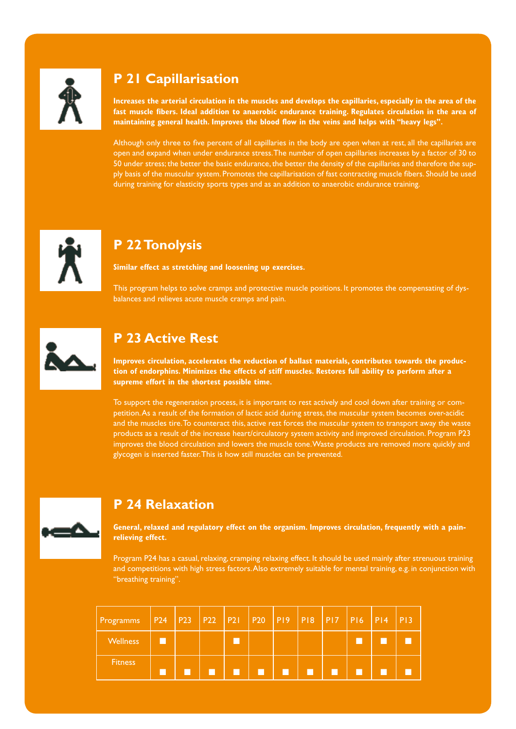## P 21 Capillarisation

**Increases the arterial circulation in the muscles and develops the capillaries, especially in the area of the fast muscle fibers. Ideal addition to anaerobic endurance training. Regulates circulation in the area of maintaining general health. Improves the blood flow in the veins and helps with "heavy legs".**

Although only three to five percent of all capillaries in the body are open when at rest, all the capillaries are open and expand when under endurance stress. The number of open capillaries increases by a factor of 30 to 50 under stress; the better the basic endurance, the better the density of the capillaries and therefore the supply basis of the muscular system. Promotes the capillarisation of fast contracting muscle fibers. Should be used during training for elasticity sports types and as an addition to anaerobic endurance training.

## P 22 Tonolysis

**Similar effect as stretching and loosening up exercises.**

This program helps to solve cramps and protective muscle positions. It promotes the compensating of dysbalances and relieves acute muscle cramps and pain.

## P 23 Active Rest

**Improves circulation, accelerates the reduction of ballast materials, contributes towards the production of endorphins. Minimizes the effects of stiff muscles. Restores full ability to perform after a supreme effort in the shortest possible time.**

To support the regeneration process, it is important to rest actively and cool down after training or competition. As a result of the formation of lactic acid during stress, the muscular system becomes over-acidic and the muscles tire. To counteract this, active rest forces the muscular system to transport away the waste products as a result of the increase heart/circulatory system activity and improved circulation. Program P23 improves the blood circulation and lowers the muscle tone. Waste products are removed more quickly and glycogen is inserted faster. This is how still muscles can be prevented.

## P 24 Relaxation

**General, relaxed and regulatory effect on the organism. Improves circulation, frequently with a pain-relieving effect.**

Program P24 has a casual, relaxing, cramping relaxing effect. It should be used mainly after strenuous training and competitions with high stress factors. Also extremely suitable for mental training, e.g. in conjunction with "breathing training".

| Programms | P24 | P23 | P22 | P21 | P20 | P19 | P18 | P17 | P16 | P14 | P13 |
|---|---|---|---|---|---|---|---|---|---|---|---|
| Wellness | ■ | | | ■ | | | | | ■ | ■ | ■ |
| Fitness | ■ | ■ | ■ | ■ | ■ | ■ | ■ | ■ | ■ | ■ | ■ |